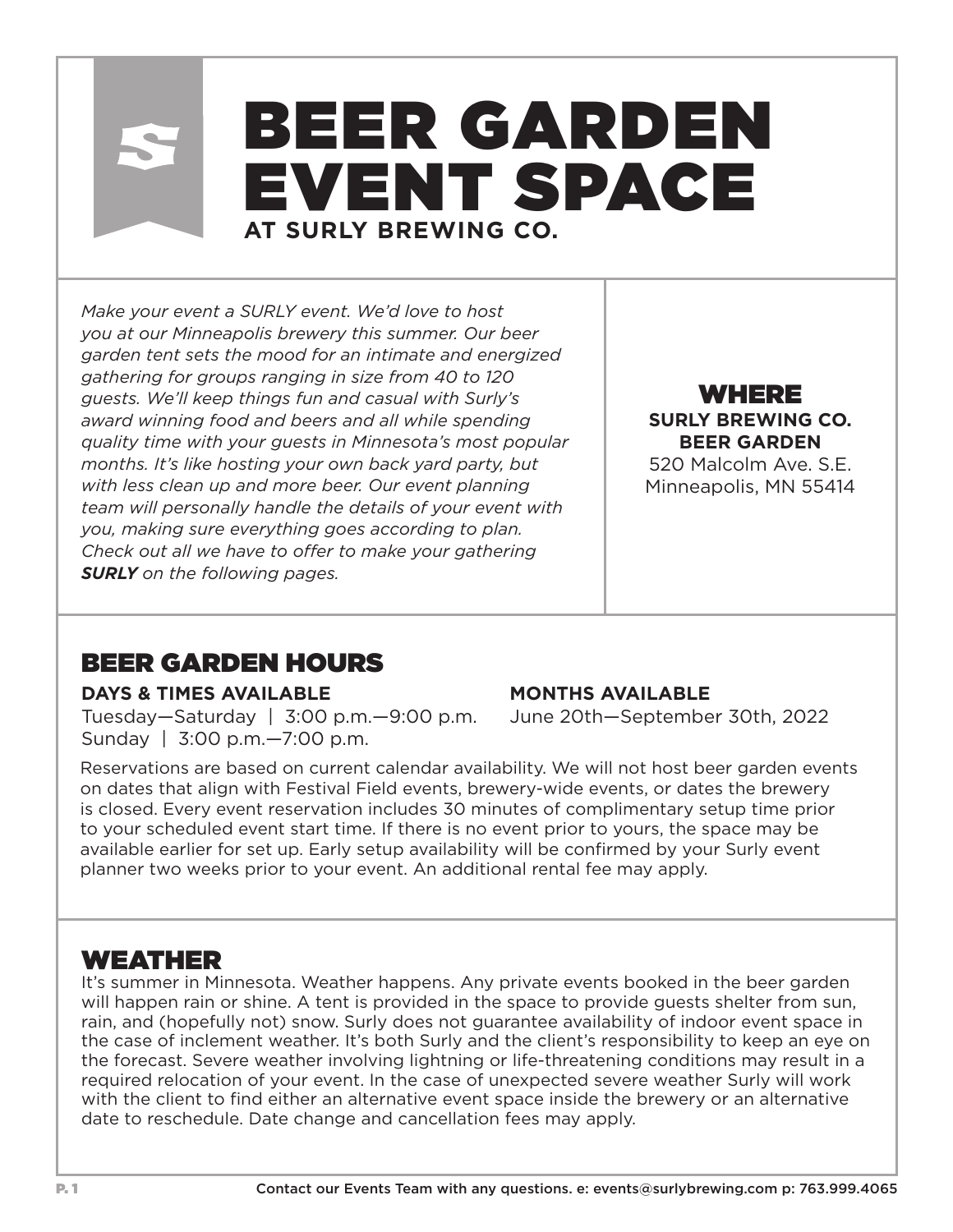# BEER GARDEN EVENT SPACE

**AT SURLY BREWING CO.**

*Make your event a SURLY event. We'd love to host you at our Minneapolis brewery this summer. Our beer garden tent sets the mood for an intimate and energized gathering for groups ranging in size from 40 to 120 guests. We'll keep things fun and casual with Surly's award winning food and beers and all while spending quality time with your guests in Minnesota's most popular months. It's like hosting your own back yard party, but with less clean up and more beer. Our event planning team will personally handle the details of your event with you, making sure everything goes according to plan. Check out all we have to offer to make your gathering **SURLY** on the following pages.*

## WHERE

**SURLY BREWING CO.**
**BEER GARDEN**
520 Malcolm Ave. S.E.
Minneapolis, MN 55414

## BEER GARDEN HOURS

**DAYS & TIMES AVAILABLE**
Tuesday—Saturday | 3:00 p.m.—9:00 p.m.
Sunday | 3:00 p.m.—7:00 p.m.

**MONTHS AVAILABLE**
June 20th—September 30th, 2022

Reservations are based on current calendar availability. We will not host beer garden events on dates that align with Festival Field events, brewery-wide events, or dates the brewery is closed. Every event reservation includes 30 minutes of complimentary setup time prior to your scheduled event start time. If there is no event prior to yours, the space may be available earlier for set up. Early setup availability will be confirmed by your Surly event planner two weeks prior to your event. An additional rental fee may apply.

## WEATHER

It's summer in Minnesota. Weather happens. Any private events booked in the beer garden will happen rain or shine. A tent is provided in the space to provide guests shelter from sun, rain, and (hopefully not) snow. Surly does not guarantee availability of indoor event space in the case of inclement weather. It's both Surly and the client's responsibility to keep an eye on the forecast. Severe weather involving lightning or life-threatening conditions may result in a required relocation of your event. In the case of unexpected severe weather Surly will work with the client to find either an alternative event space inside the brewery or an alternative date to reschedule. Date change and cancellation fees may apply.

Contact our Events Team with any questions. e: events@surlybrewing.com p: 763.999.4065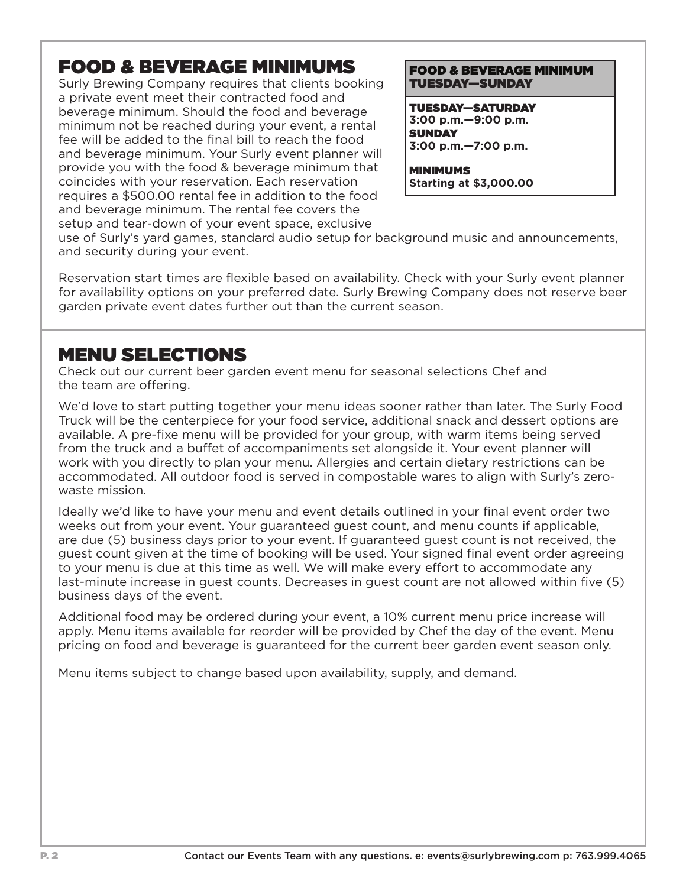## FOOD & BEVERAGE MINIMUMS

Surly Brewing Company requires that clients booking a private event meet their contracted food and beverage minimum. Should the food and beverage minimum not be reached during your event, a rental fee will be added to the final bill to reach the food and beverage minimum. Your Surly event planner will provide you with the food & beverage minimum that coincides with your reservation. Each reservation requires a $500.00 rental fee in addition to the food and beverage minimum. The rental fee covers the setup and tear-down of your event space, exclusive use of Surly's yard games, standard audio setup for background music and announcements, and security during your event.

**FOOD & BEVERAGE MINIMUM TUESDAY—SUNDAY**

**TUESDAY—SATURDAY**
**3:00 p.m.—9:00 p.m.**
**SUNDAY**
**3:00 p.m.—7:00 p.m.**

**MINIMUMS**
**Starting at $3,000.00**

Reservation start times are flexible based on availability. Check with your Surly event planner for availability options on your preferred date. Surly Brewing Company does not reserve beer garden private event dates further out than the current season.

## MENU SELECTIONS

Check out our current beer garden event menu for seasonal selections Chef and the team are offering.

We'd love to start putting together your menu ideas sooner rather than later. The Surly Food Truck will be the centerpiece for your food service, additional snack and dessert options are available. A pre-fixe menu will be provided for your group, with warm items being served from the truck and a buffet of accompaniments set alongside it. Your event planner will work with you directly to plan your menu. Allergies and certain dietary restrictions can be accommodated. All outdoor food is served in compostable wares to align with Surly's zero-waste mission.

Ideally we'd like to have your menu and event details outlined in your final event order two weeks out from your event. Your guaranteed guest count, and menu counts if applicable, are due (5) business days prior to your event. If guaranteed guest count is not received, the guest count given at the time of booking will be used. Your signed final event order agreeing to your menu is due at this time as well. We will make every effort to accommodate any last-minute increase in guest counts. Decreases in guest count are not allowed within five (5) business days of the event.

Additional food may be ordered during your event, a 10% current menu price increase will apply. Menu items available for reorder will be provided by Chef the day of the event. Menu pricing on food and beverage is guaranteed for the current beer garden event season only.

Menu items subject to change based upon availability, supply, and demand.

Contact our Events Team with any questions. e: events@surlybrewing.com p: 763.999.4065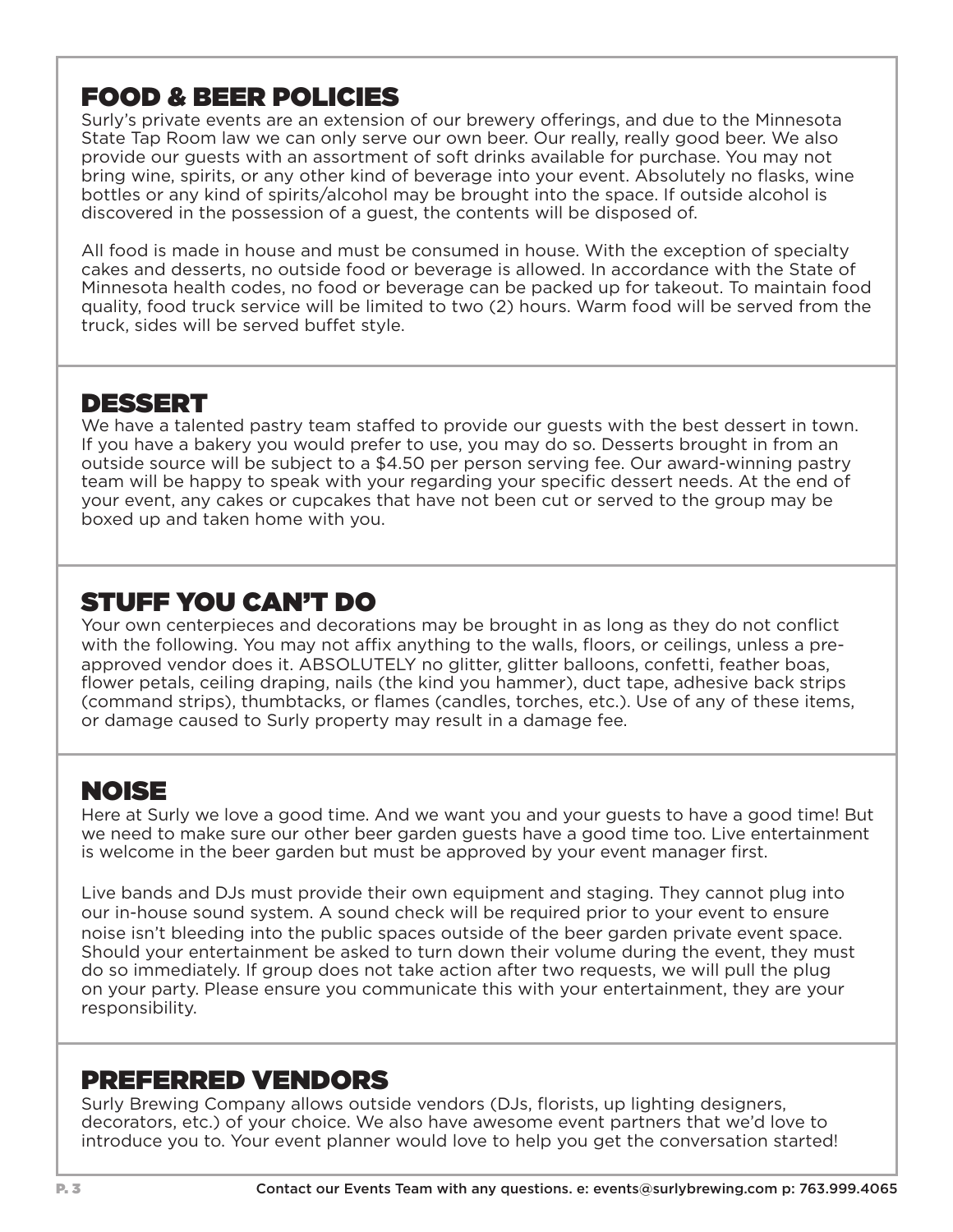## FOOD & BEER POLICIES

Surly's private events are an extension of our brewery offerings, and due to the Minnesota State Tap Room law we can only serve our own beer. Our really, really good beer. We also provide our guests with an assortment of soft drinks available for purchase. You may not bring wine, spirits, or any other kind of beverage into your event. Absolutely no flasks, wine bottles or any kind of spirits/alcohol may be brought into the space. If outside alcohol is discovered in the possession of a guest, the contents will be disposed of.

All food is made in house and must be consumed in house. With the exception of specialty cakes and desserts, no outside food or beverage is allowed. In accordance with the State of Minnesota health codes, no food or beverage can be packed up for takeout. To maintain food quality, food truck service will be limited to two (2) hours. Warm food will be served from the truck, sides will be served buffet style.

## DESSERT

We have a talented pastry team staffed to provide our guests with the best dessert in town. If you have a bakery you would prefer to use, you may do so. Desserts brought in from an outside source will be subject to a $4.50 per person serving fee. Our award-winning pastry team will be happy to speak with your regarding your specific dessert needs. At the end of your event, any cakes or cupcakes that have not been cut or served to the group may be boxed up and taken home with you.

## STUFF YOU CAN'T DO

Your own centerpieces and decorations may be brought in as long as they do not conflict with the following. You may not affix anything to the walls, floors, or ceilings, unless a pre-approved vendor does it. ABSOLUTELY no glitter, glitter balloons, confetti, feather boas, flower petals, ceiling draping, nails (the kind you hammer), duct tape, adhesive back strips (command strips), thumbtacks, or flames (candles, torches, etc.). Use of any of these items, or damage caused to Surly property may result in a damage fee.

## NOISE

Here at Surly we love a good time. And we want you and your guests to have a good time! But we need to make sure our other beer garden guests have a good time too. Live entertainment is welcome in the beer garden but must be approved by your event manager first.

Live bands and DJs must provide their own equipment and staging. They cannot plug into our in-house sound system. A sound check will be required prior to your event to ensure noise isn't bleeding into the public spaces outside of the beer garden private event space. Should your entertainment be asked to turn down their volume during the event, they must do so immediately. If group does not take action after two requests, we will pull the plug on your party. Please ensure you communicate this with your entertainment, they are your responsibility.

## PREFERRED VENDORS

Surly Brewing Company allows outside vendors (DJs, florists, up lighting designers, decorators, etc.) of your choice. We also have awesome event partners that we'd love to introduce you to. Your event planner would love to help you get the conversation started!

Contact our Events Team with any questions. e: events@surlybrewing.com p: 763.999.4065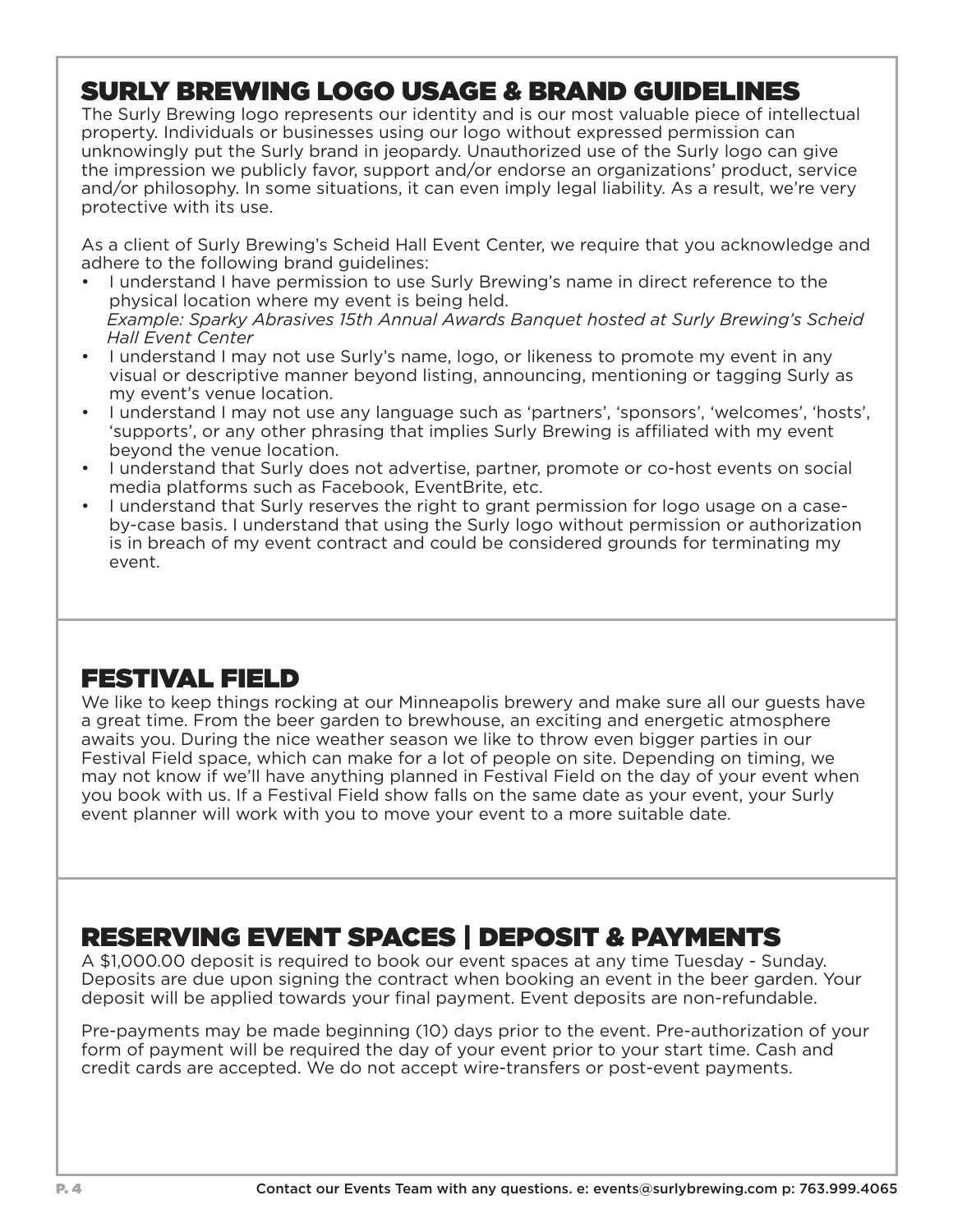## SURLY BREWING LOGO USAGE & BRAND GUIDELINES

The Surly Brewing logo represents our identity and is our most valuable piece of intellectual property. Individuals or businesses using our logo without expressed permission can unknowingly put the Surly brand in jeopardy. Unauthorized use of the Surly logo can give the impression we publicly favor, support and/or endorse an organizations' product, service and/or philosophy. In some situations, it can even imply legal liability. As a result, we're very protective with its use.

As a client of Surly Brewing's Scheid Hall Event Center, we require that you acknowledge and adhere to the following brand guidelines:

- I understand I have permission to use Surly Brewing's name in direct reference to the physical location where my event is being held.
  *Example: Sparky Abrasives 15th Annual Awards Banquet hosted at Surly Brewing's Scheid Hall Event Center*
- I understand I may not use Surly's name, logo, or likeness to promote my event in any visual or descriptive manner beyond listing, announcing, mentioning or tagging Surly as my event's venue location.
- I understand I may not use any language such as 'partners', 'sponsors', 'welcomes', 'hosts', 'supports', or any other phrasing that implies Surly Brewing is affiliated with my event beyond the venue location.
- I understand that Surly does not advertise, partner, promote or co-host events on social media platforms such as Facebook, EventBrite, etc.
- I understand that Surly reserves the right to grant permission for logo usage on a case-by-case basis. I understand that using the Surly logo without permission or authorization is in breach of my event contract and could be considered grounds for terminating my event.

## FESTIVAL FIELD

We like to keep things rocking at our Minneapolis brewery and make sure all our guests have a great time. From the beer garden to brewhouse, an exciting and energetic atmosphere awaits you. During the nice weather season we like to throw even bigger parties in our Festival Field space, which can make for a lot of people on site. Depending on timing, we may not know if we'll have anything planned in Festival Field on the day of your event when you book with us. If a Festival Field show falls on the same date as your event, your Surly event planner will work with you to move your event to a more suitable date.

## RESERVING EVENT SPACES | DEPOSIT & PAYMENTS

A $1,000.00 deposit is required to book our event spaces at any time Tuesday - Sunday. Deposits are due upon signing the contract when booking an event in the beer garden. Your deposit will be applied towards your final payment. Event deposits are non-refundable.

Pre-payments may be made beginning (10) days prior to the event. Pre-authorization of your form of payment will be required the day of your event prior to your start time. Cash and credit cards are accepted. We do not accept wire-transfers or post-event payments.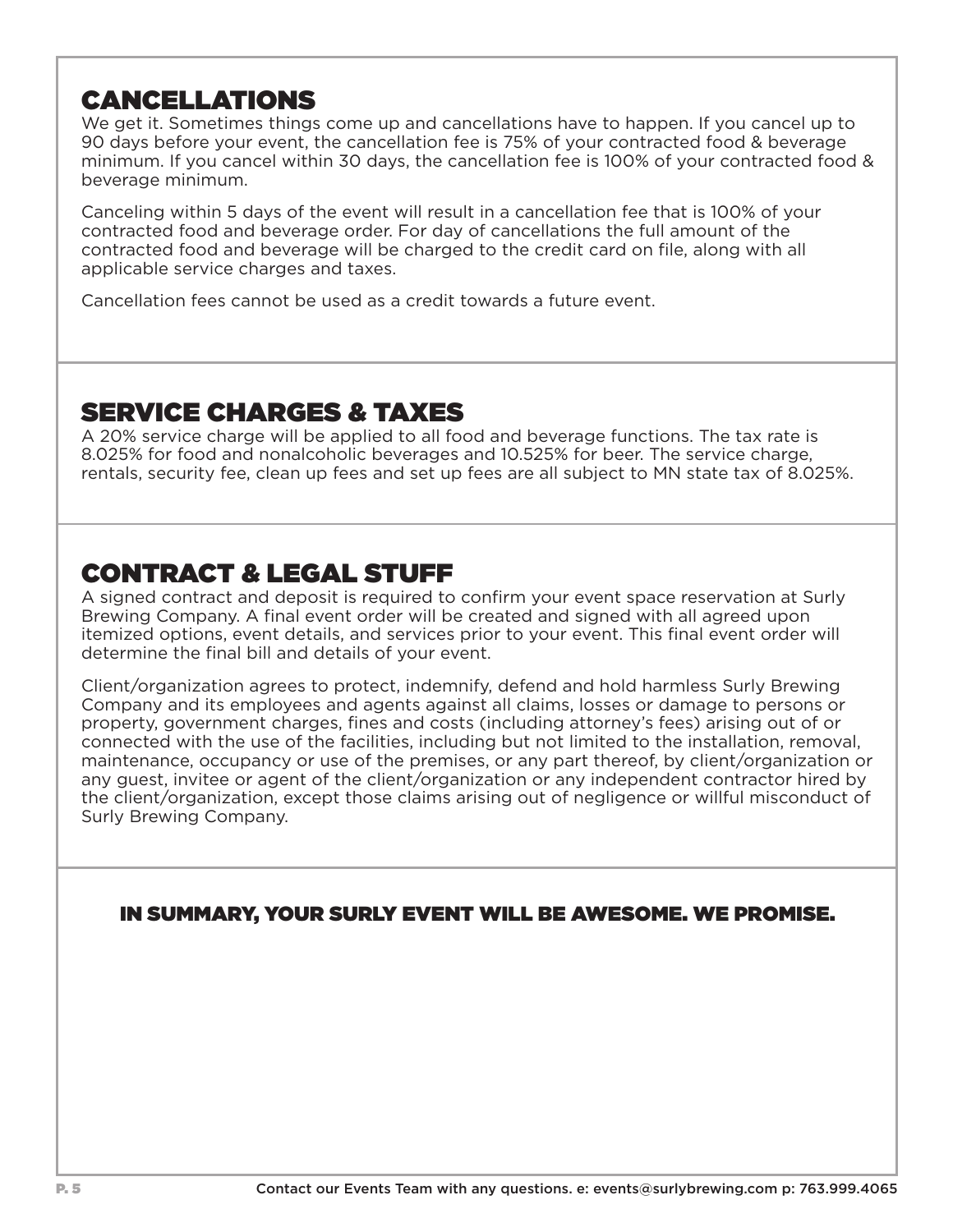## CANCELLATIONS

We get it. Sometimes things come up and cancellations have to happen. If you cancel up to 90 days before your event, the cancellation fee is 75% of your contracted food & beverage minimum. If you cancel within 30 days, the cancellation fee is 100% of your contracted food & beverage minimum.

Canceling within 5 days of the event will result in a cancellation fee that is 100% of your contracted food and beverage order. For day of cancellations the full amount of the contracted food and beverage will be charged to the credit card on file, along with all applicable service charges and taxes.

Cancellation fees cannot be used as a credit towards a future event.

## SERVICE CHARGES & TAXES

A 20% service charge will be applied to all food and beverage functions. The tax rate is 8.025% for food and nonalcoholic beverages and 10.525% for beer. The service charge, rentals, security fee, clean up fees and set up fees are all subject to MN state tax of 8.025%.

## CONTRACT & LEGAL STUFF

A signed contract and deposit is required to confirm your event space reservation at Surly Brewing Company. A final event order will be created and signed with all agreed upon itemized options, event details, and services prior to your event. This final event order will determine the final bill and details of your event.

Client/organization agrees to protect, indemnify, defend and hold harmless Surly Brewing Company and its employees and agents against all claims, losses or damage to persons or property, government charges, fines and costs (including attorney's fees) arising out of or connected with the use of the facilities, including but not limited to the installation, removal, maintenance, occupancy or use of the premises, or any part thereof, by client/organization or any guest, invitee or agent of the client/organization or any independent contractor hired by the client/organization, except those claims arising out of negligence or willful misconduct of Surly Brewing Company.

**IN SUMMARY, YOUR SURLY EVENT WILL BE AWESOME. WE PROMISE.**

Contact our Events Team with any questions. e: events@surlybrewing.com p: 763.999.4065